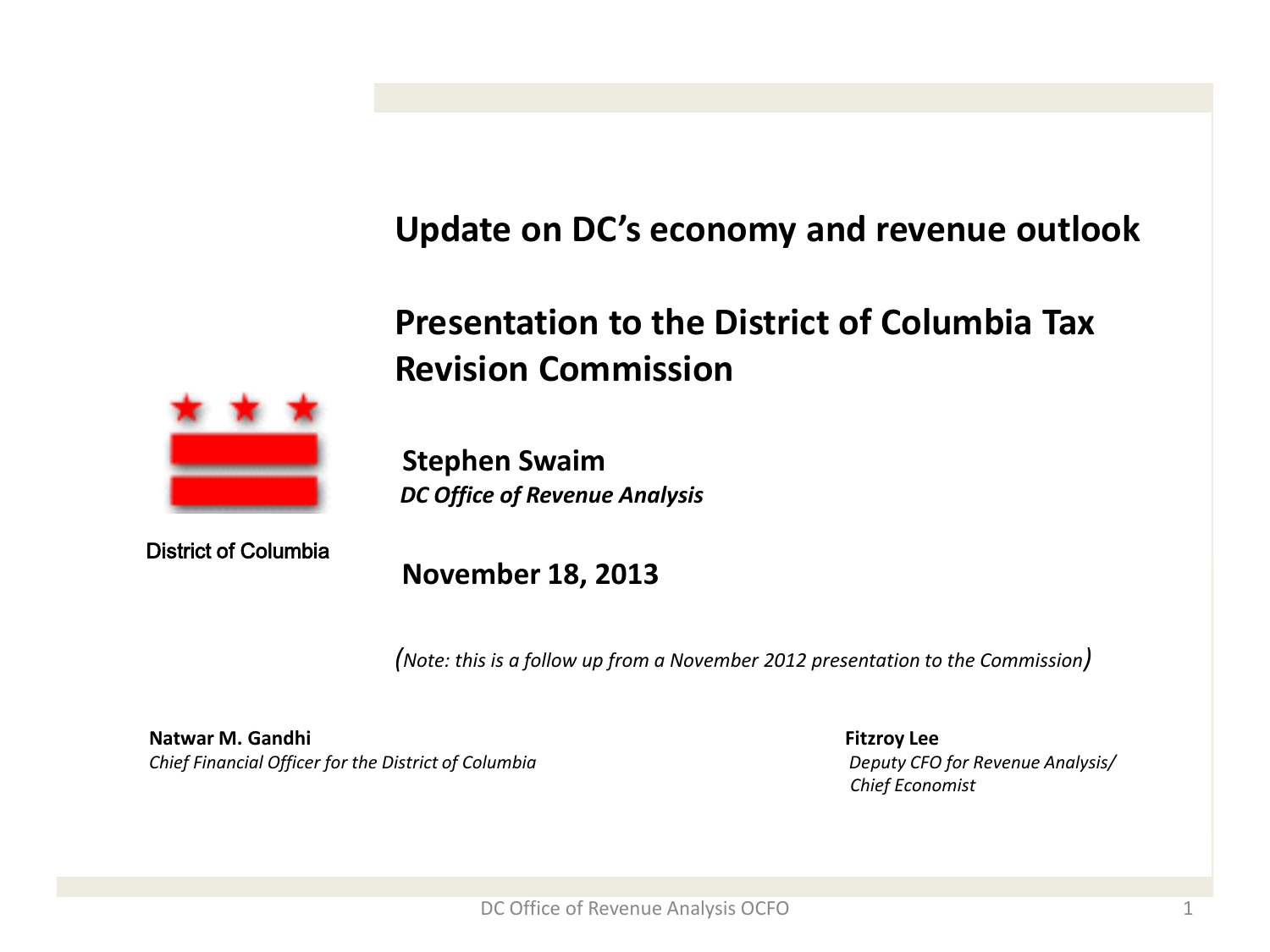# Update on DC's economy and revenue outlook

## Presentation to the District of Columbia Tax Revision Commission

District of Columbia

**Stephen Swaim**
***DC Office of Revenue Analysis***

**November 18, 2013**

*(Note: this is a follow up from a November 2012 presentation to the Commission)*

**Natwar M. Gandhi**
*Chief Financial Officer for the District of Columbia*

**Fitzroy Lee**
*Deputy CFO for Revenue Analysis/ Chief Economist*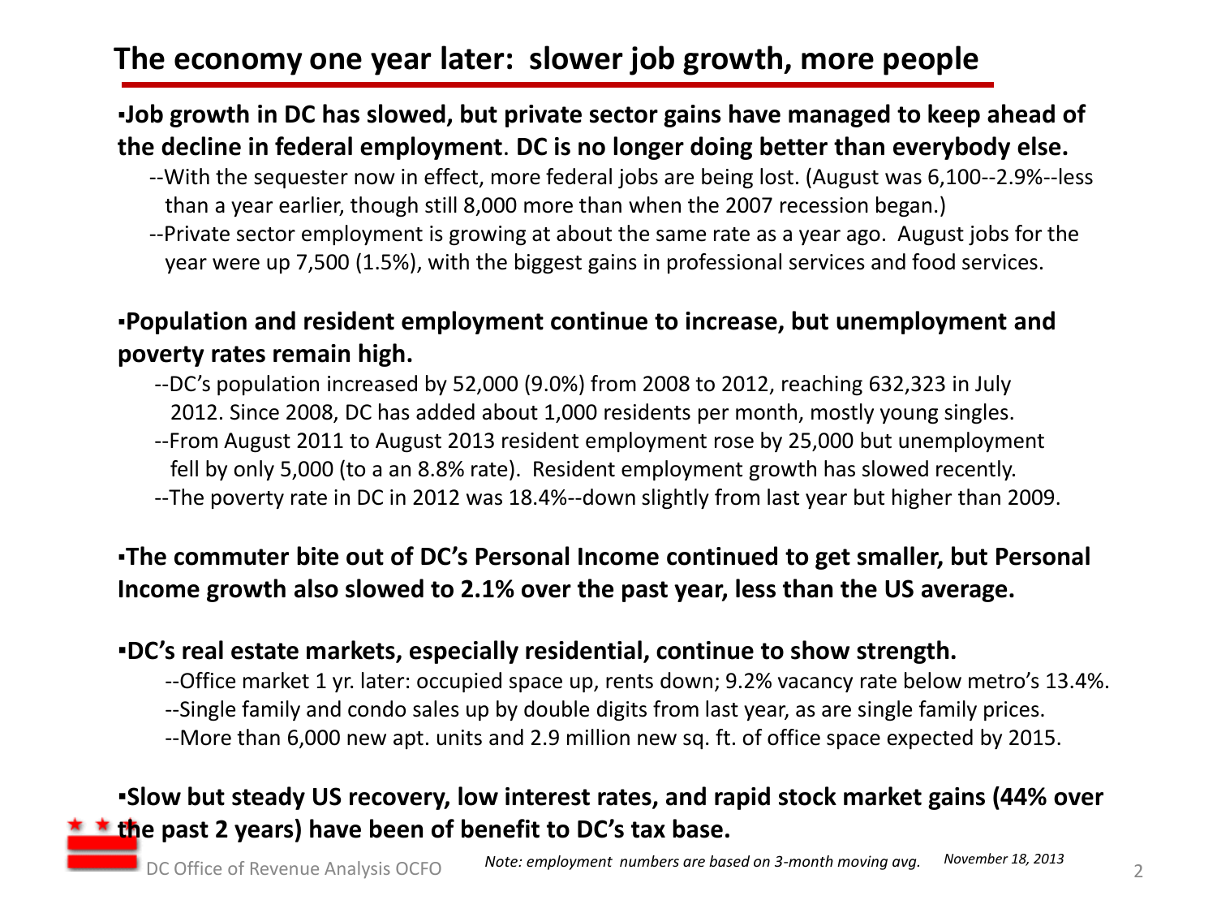# The economy one year later: slower job growth, more people

- **Job growth in DC has slowed, but private sector gains have managed to keep ahead of the decline in federal employment. DC is no longer doing better than everybody else.**
  - --With the sequester now in effect, more federal jobs are being lost. (August was 6,100--2.9%--less than a year earlier, though still 8,000 more than when the 2007 recession began.)
  - --Private sector employment is growing at about the same rate as a year ago. August jobs for the year were up 7,500 (1.5%), with the biggest gains in professional services and food services.

- **Population and resident employment continue to increase, but unemployment and poverty rates remain high.**
  - --DC's population increased by 52,000 (9.0%) from 2008 to 2012, reaching 632,323 in July 2012. Since 2008, DC has added about 1,000 residents per month, mostly young singles.
  - --From August 2011 to August 2013 resident employment rose by 25,000 but unemployment fell by only 5,000 (to a an 8.8% rate). Resident employment growth has slowed recently.
  - --The poverty rate in DC in 2012 was 18.4%--down slightly from last year but higher than 2009.

- **The commuter bite out of DC's Personal Income continued to get smaller, but Personal Income growth also slowed to 2.1% over the past year, less than the US average.**

- **DC's real estate markets, especially residential, continue to show strength.**
  - --Office market 1 yr. later: occupied space up, rents down; 9.2% vacancy rate below metro's 13.4%.
  - --Single family and condo sales up by double digits from last year, as are single family prices.
  - --More than 6,000 new apt. units and 2.9 million new sq. ft. of office space expected by 2015.

- **Slow but steady US recovery, low interest rates, and rapid stock market gains (44% over the past 2 years) have been of benefit to DC's tax base.**

DC Office of Revenue Analysis OCFO

*Note: employment numbers are based on 3-month moving avg.*

*November 18, 2013*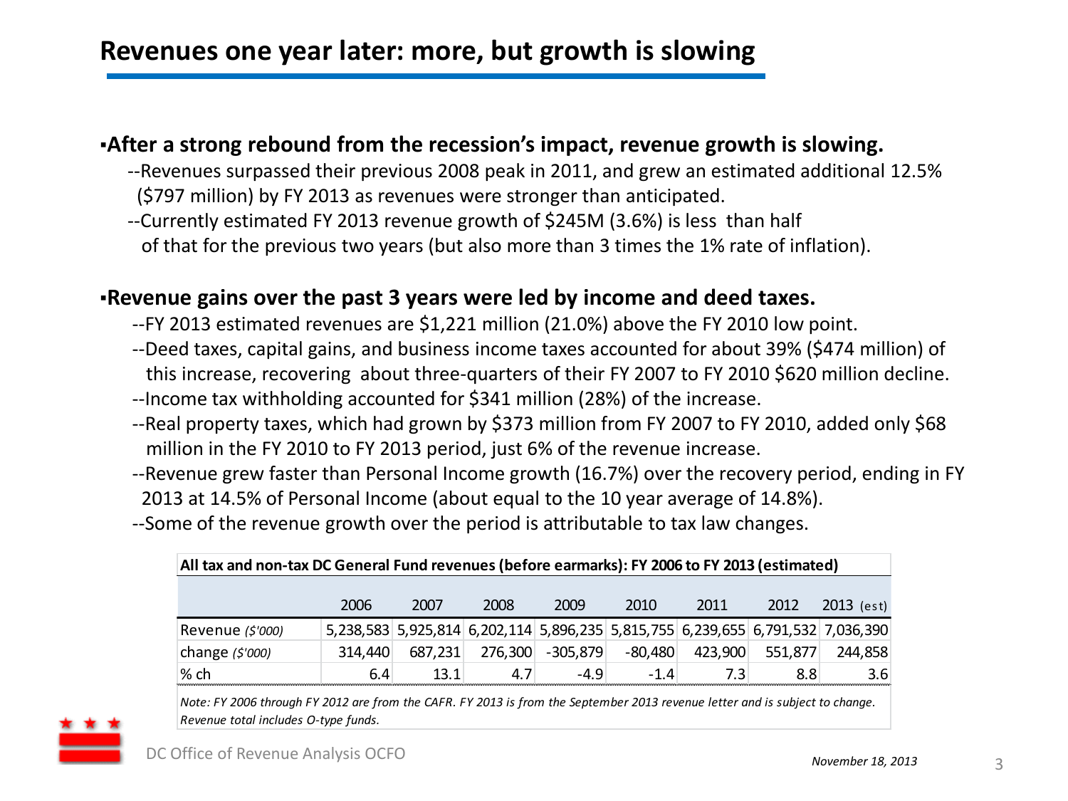# Revenues one year later: more, but growth is slowing

- **After a strong rebound from the recession's impact, revenue growth is slowing.**
  - --Revenues surpassed their previous 2008 peak in 2011, and grew an estimated additional 12.5% ($797 million) by FY 2013 as revenues were stronger than anticipated.
  - --Currently estimated FY 2013 revenue growth of $245M (3.6%) is less than half of that for the previous two years (but also more than 3 times the 1% rate of inflation).

- **Revenue gains over the past 3 years were led by income and deed taxes.**
  - --FY 2013 estimated revenues are $1,221 million (21.0%) above the FY 2010 low point.
  - --Deed taxes, capital gains, and business income taxes accounted for about 39% ($474 million) of this increase, recovering about three-quarters of their FY 2007 to FY 2010 $620 million decline.
  - --Income tax withholding accounted for $341 million (28%) of the increase.
  - --Real property taxes, which had grown by $373 million from FY 2007 to FY 2010, added only $68 million in the FY 2010 to FY 2013 period, just 6% of the revenue increase.
  - --Revenue grew faster than Personal Income growth (16.7%) over the recovery period, ending in FY 2013 at 14.5% of Personal Income (about equal to the 10 year average of 14.8%).
  - --Some of the revenue growth over the period is attributable to tax law changes.

**All tax and non-tax DC General Fund revenues (before earmarks): FY 2006 to FY 2013 (estimated)**

| | 2006 | 2007 | 2008 | 2009 | 2010 | 2011 | 2012 | 2013 (est) |
|---|---|---|---|---|---|---|---|---|
| Revenue *($'000)* | 5,238,583 | 5,925,814 | 6,202,114 | 5,896,235 | 5,815,755 | 6,239,655 | 6,791,532 | 7,036,390 |
| change *($'000)* | 314,440 | 687,231 | 276,300 | -305,879 | -80,480 | 423,900 | 551,877 | 244,858 |
| % ch | 6.4 | 13.1 | 4.7 | -4.9 | -1.4 | 7.3 | 8.8 | 3.6 |

*Note: FY 2006 through FY 2012 are from the CAFR. FY 2013 is from the September 2013 revenue letter and is subject to change. Revenue total includes O-type funds.*

DC Office of Revenue Analysis OCFO

*November 18, 2013*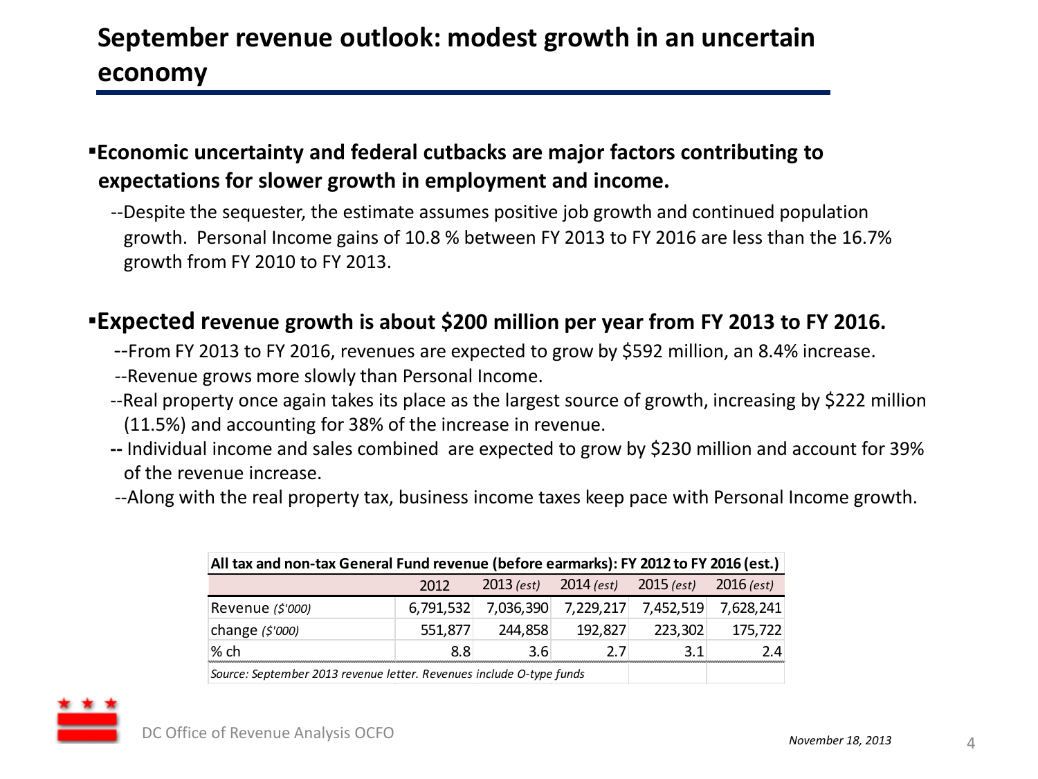# September revenue outlook: modest growth in an uncertain economy

- **Economic uncertainty and federal cutbacks are major factors contributing to expectations for slower growth in employment and income.**
  - --Despite the sequester, the estimate assumes positive job growth and continued population growth. Personal Income gains of 10.8 % between FY 2013 to FY 2016 are less than the 16.7% growth from FY 2010 to FY 2013.

- **Expected revenue growth is about $200 million per year from FY 2013 to FY 2016.**
  - --From FY 2013 to FY 2016, revenues are expected to grow by $592 million, an 8.4% increase.
  - --Revenue grows more slowly than Personal Income.
  - --Real property once again takes its place as the largest source of growth, increasing by $222 million (11.5%) and accounting for 38% of the increase in revenue.
  - -- Individual income and sales combined are expected to grow by $230 million and account for 39% of the revenue increase.
  - --Along with the real property tax, business income taxes keep pace with Personal Income growth.

**All tax and non-tax General Fund revenue (before earmarks): FY 2012 to FY 2016 (est.)**

| | 2012 | 2013 *(est)* | 2014 *(est)* | 2015 *(est)* | 2016 *(est)* |
|---|---|---|---|---|---|
| Revenue *($'000)* | 6,791,532 | 7,036,390 | 7,229,217 | 7,452,519 | 7,628,241 |
| change *($'000)* | 551,877 | 244,858 | 192,827 | 223,302 | 175,722 |
| % ch | 8.8 | 3.6 | 2.7 | 3.1 | 2.4 |

*Source: September 2013 revenue letter. Revenues include O-type funds*

DC Office of Revenue Analysis OCFO

*November 18, 2013*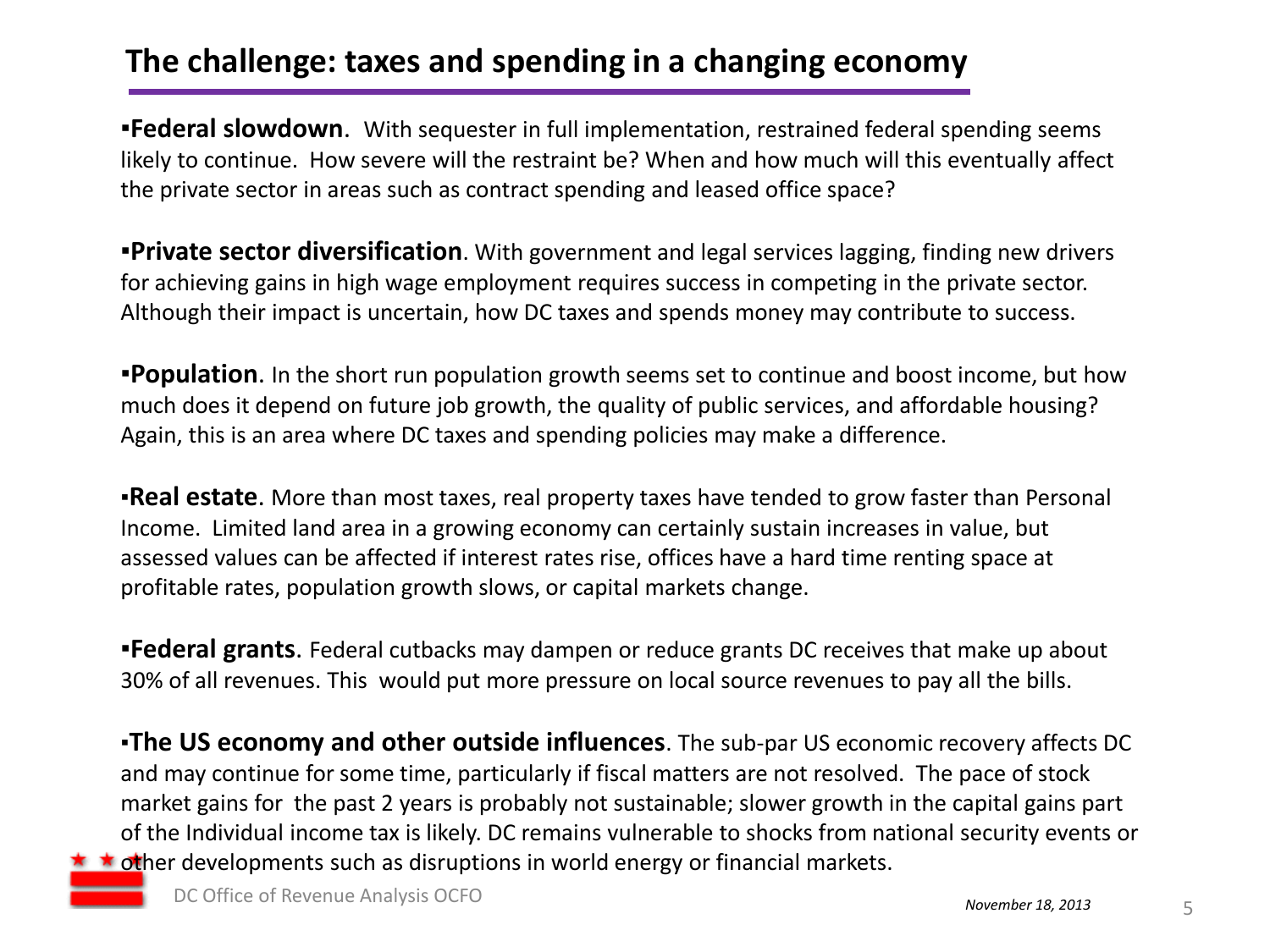## The challenge: taxes and spending in a changing economy

- **Federal slowdown**. With sequester in full implementation, restrained federal spending seems likely to continue. How severe will the restraint be? When and how much will this eventually affect the private sector in areas such as contract spending and leased office space?

- **Private sector diversification**. With government and legal services lagging, finding new drivers for achieving gains in high wage employment requires success in competing in the private sector. Although their impact is uncertain, how DC taxes and spends money may contribute to success.

- **Population**. In the short run population growth seems set to continue and boost income, but how much does it depend on future job growth, the quality of public services, and affordable housing? Again, this is an area where DC taxes and spending policies may make a difference.

- **Real estate**. More than most taxes, real property taxes have tended to grow faster than Personal Income. Limited land area in a growing economy can certainly sustain increases in value, but assessed values can be affected if interest rates rise, offices have a hard time renting space at profitable rates, population growth slows, or capital markets change.

- **Federal grants**. Federal cutbacks may dampen or reduce grants DC receives that make up about 30% of all revenues. This would put more pressure on local source revenues to pay all the bills.

- **The US economy and other outside influences**. The sub-par US economic recovery affects DC and may continue for some time, particularly if fiscal matters are not resolved. The pace of stock market gains for the past 2 years is probably not sustainable; slower growth in the capital gains part of the Individual income tax is likely. DC remains vulnerable to shocks from national security events or other developments such as disruptions in world energy or financial markets.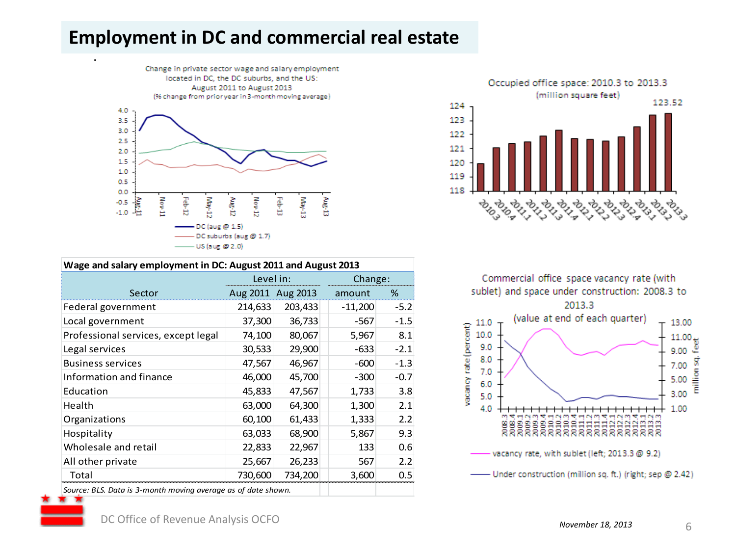# Employment in DC and commercial real estate

Change in private sector wage and salary employment located in DC, the DC suburbs, and the US: August 2011 to August 2013 (% change from prior year in 3-month moving average)

- DC (aug @ 1.5)
- DC suburbs (aug @ 1.7)
- US (aug @ 2.0)

Occupied office space: 2010.3 to 2013.3 (million square feet)

123.52

| Wage and salary employment in DC: August 2011 and August 2013 | | | | |
|---|---|---|---|---|
| | Level in: | | Change: | |
| Sector | Aug 2011 | Aug 2013 | amount | % |
| Federal government | 214,633 | 203,433 | -11,200 | -5.2 |
| Local government | 37,300 | 36,733 | -567 | -1.5 |
| Professional services, except legal | 74,100 | 80,067 | 5,967 | 8.1 |
| Legal services | 30,533 | 29,900 | -633 | -2.1 |
| Business services | 47,567 | 46,967 | -600 | -1.3 |
| Information and finance | 46,000 | 45,700 | -300 | -0.7 |
| Education | 45,833 | 47,567 | 1,733 | 3.8 |
| Health | 63,000 | 64,300 | 1,300 | 2.1 |
| Organizations | 60,100 | 61,433 | 1,333 | 2.2 |
| Hospitality | 63,033 | 68,900 | 5,867 | 9.3 |
| Wholesale and retail | 22,833 | 22,967 | 133 | 0.6 |
| All other private | 25,667 | 26,233 | 567 | 2.2 |
| Total | 730,600 | 734,200 | 3,600 | 0.5 |

*Source: BLS. Data is 3-month moving average as of date shown.*

Commercial office space vacancy rate (with sublet) and space under construction: 2008.3 to 2013.3 (value at end of each quarter)

- vacancy rate, with sublet (left; 2013.3 @ 9.2)
- Under construction (million sq. ft.) (right; sep @ 2.42)

DC Office of Revenue Analysis OCFO

*November 18, 2013*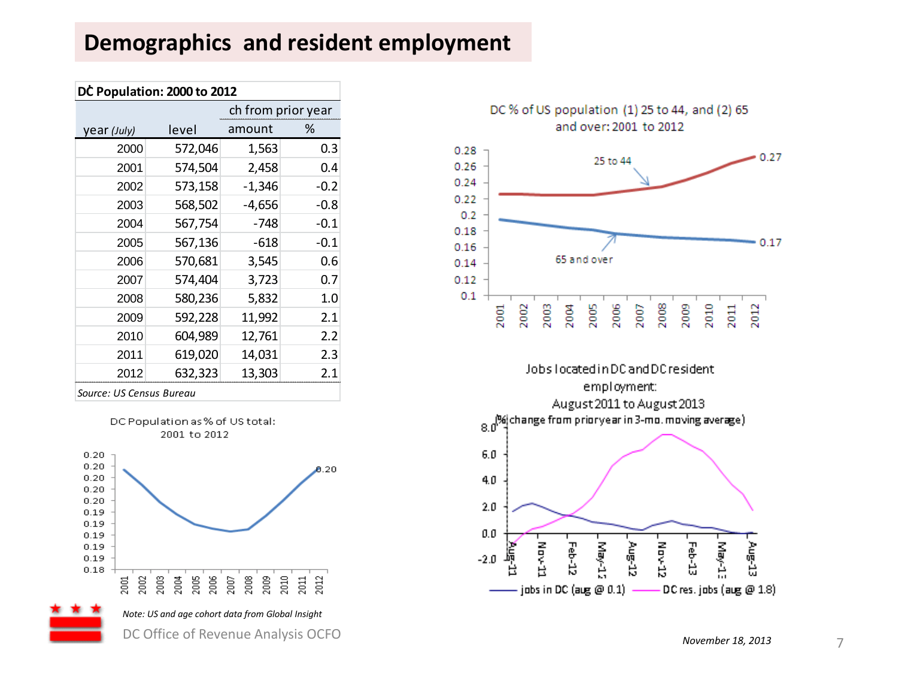# Demographics and resident employment

**DC Population: 2000 to 2012**

| year *(July)* | level | ch from prior year amount | % |
|---|---|---|---|
| 2000 | 572,046 | 1,563 | 0.3 |
| 2001 | 574,504 | 2,458 | 0.4 |
| 2002 | 573,158 | -1,346 | -0.2 |
| 2003 | 568,502 | -4,656 | -0.8 |
| 2004 | 567,754 | -748 | -0.1 |
| 2005 | 567,136 | -618 | -0.1 |
| 2006 | 570,681 | 3,545 | 0.6 |
| 2007 | 574,404 | 3,723 | 0.7 |
| 2008 | 580,236 | 5,832 | 1.0 |
| 2009 | 592,228 | 11,992 | 2.1 |
| 2010 | 604,989 | 12,761 | 2.2 |
| 2011 | 619,020 | 14,031 | 2.3 |
| 2012 | 632,323 | 13,303 | 2.1 |

*Source: US Census Bureau*

DC Population as % of US total: 2001 to 2012

DC % of US population (1) 25 to 44, and (2) 65 and over: 2001 to 2012

Jobs located in DC and DC resident employment: August 2011 to August 2013 (% change from prior year in 3-mo. moving average)

jobs in DC (aug @ 0.1) — DC res. jobs (aug @ 1.8)

*Note: US and age cohort data from Global Insight*

DC Office of Revenue Analysis OCFO

*November 18, 2013*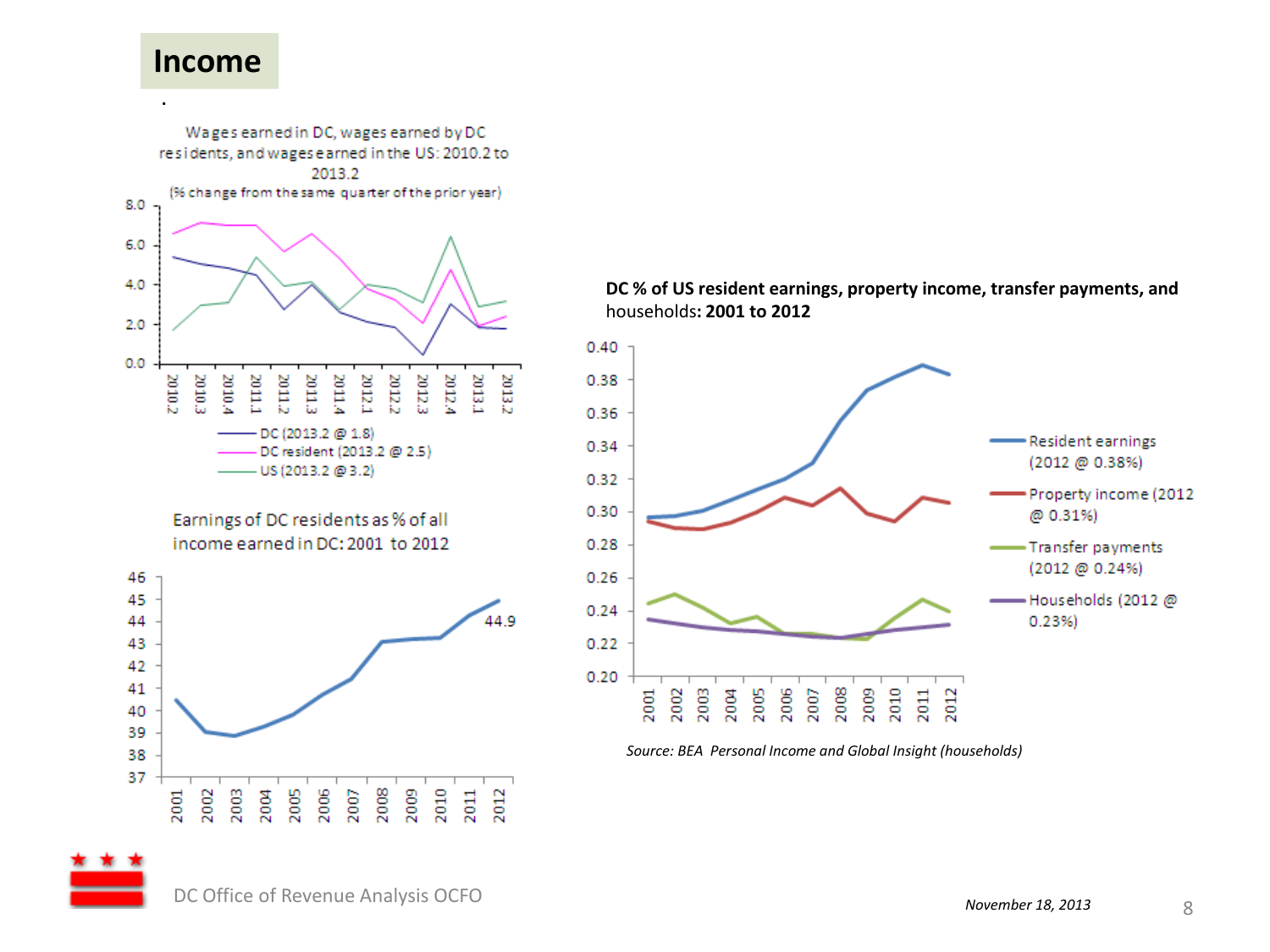# Income

Wages earned in DC, wages earned by DC residents, and wages earned in the US: 2010.2 to 2013.2

(% change from the same quarter of the prior year)

- DC (2013.2 @ 1.8)
- DC resident (2013.2 @ 2.5)
- US (2013.2 @ 3.2)

Earnings of DC residents as % of all income earned in DC: 2001 to 2012

44.9

**DC % of US resident earnings, property income, transfer payments, and** households**: 2001 to 2012**

- Resident earnings (2012 @ 0.38%)
- Property income (2012 @ 0.31%)
- Transfer payments (2012 @ 0.24%)
- Households (2012 @ 0.23%)

*Source: BEA Personal Income and Global Insight (households)*

DC Office of Revenue Analysis OCFO

*November 18, 2013*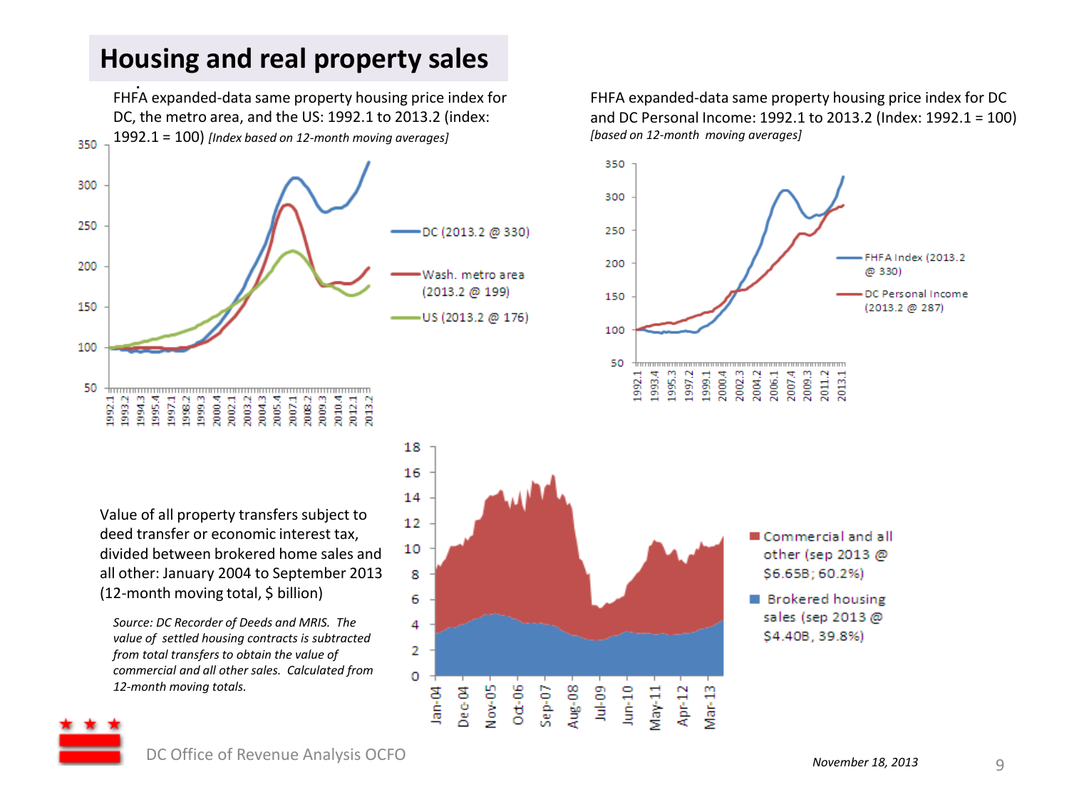# Housing and real property sales

FHFA expanded-data same property housing price index for DC, the metro area, and the US: 1992.1 to 2013.2 (index: 1992.1 = 100) *[Index based on 12-month moving averages]*

- DC (2013.2 @ 330)
- Wash. metro area (2013.2 @ 199)
- US (2013.2 @ 176)

FHFA expanded-data same property housing price index for DC and DC Personal Income: 1992.1 to 2013.2 (Index: 1992.1 = 100) *[based on 12-month moving averages]*

- FHFA Index (2013.2 @ 330)
- DC Personal Income (2013.2 @ 287)

Value of all property transfers subject to deed transfer or economic interest tax, divided between brokered home sales and all other: January 2004 to September 2013 (12-month moving total, $ billion)

*Source: DC Recorder of Deeds and MRIS. The value of settled housing contracts is subtracted from total transfers to obtain the value of commercial and all other sales. Calculated from 12-month moving totals.*

- Commercial and all other (sep 2013 @ $6.65B; 60.2%)
- Brokered housing sales (sep 2013 @ $4.40B, 39.8%)

DC Office of Revenue Analysis OCFO

*November 18, 2013*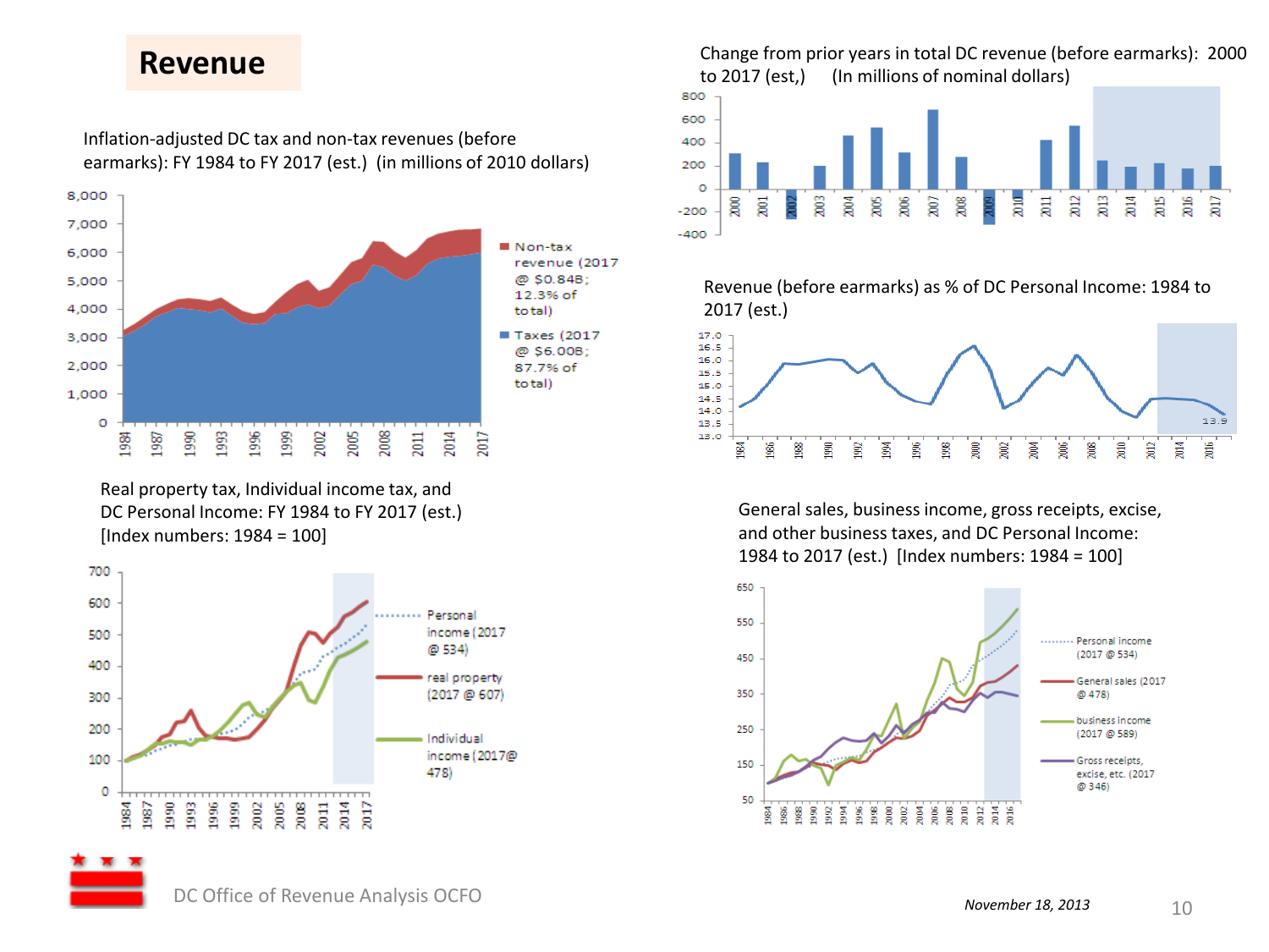# Revenue

Inflation-adjusted DC tax and non-tax revenues (before earmarks): FY 1984 to FY 2017 (est.) (in millions of 2010 dollars)

Non-tax revenue (2017 @ $0.84B; 12.3% of total)

Taxes (2017 @ $6.00B; 87.7% of total)

Change from prior years in total DC revenue (before earmarks): 2000 to 2017 (est,) (In millions of nominal dollars)

Revenue (before earmarks) as % of DC Personal Income: 1984 to 2017 (est.)

Real property tax, Individual income tax, and DC Personal Income: FY 1984 to FY 2017 (est.) [Index numbers: 1984 = 100]

Personal income (2017 @ 534)

real property (2017 @ 607)

Individual income (2017@ 478)

General sales, business income, gross receipts, excise, and other business taxes, and DC Personal Income: 1984 to 2017 (est.) [Index numbers: 1984 = 100]

Personal income (2017 @ 534)

General sales (2017 @ 478)

business income (2017 @ 589)

Gross receipts, excise, etc. (2017 @ 346)

DC Office of Revenue Analysis OCFO

*November 18, 2013*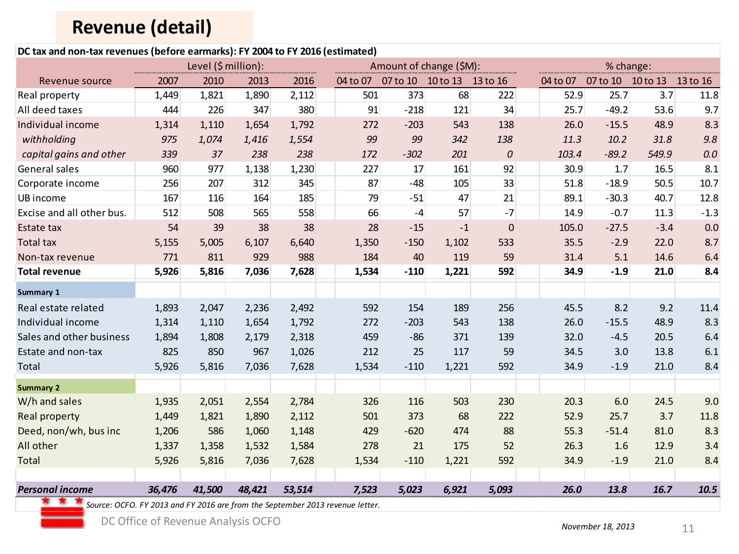# Revenue (detail)

**DC tax and non-tax revenues (before earmarks): FY 2004 to FY 2016 (estimated)**

| Revenue source | Level ($ million): | | | | Amount of change ($M): | | | | % change: | | | |
|---|---|---|---|---|---|---|---|---|---|---|---|---|
| | 2007 | 2010 | 2013 | 2016 | 04 to 07 | 07 to 10 | 10 to 13 | 13 to 16 | 04 to 07 | 07 to 10 | 10 to 13 | 13 to 16 |
| Real property | 1,449 | 1,821 | 1,890 | 2,112 | 501 | 373 | 68 | 222 | 52.9 | 25.7 | 3.7 | 11.8 |
| All deed taxes | 444 | 226 | 347 | 380 | 91 | -218 | 121 | 34 | 25.7 | -49.2 | 53.6 | 9.7 |
| Individual income | 1,314 | 1,110 | 1,654 | 1,792 | 272 | -203 | 543 | 138 | 26.0 | -15.5 | 48.9 | 8.3 |
| *withholding* | *975* | *1,074* | *1,416* | *1,554* | *99* | *99* | *342* | *138* | *11.3* | *10.2* | *31.8* | *9.8* |
| *capital gains and other* | *339* | *37* | *238* | *238* | *172* | *-302* | *201* | *0* | *103.4* | *-89.2* | *549.9* | *0.0* |
| General sales | 960 | 977 | 1,138 | 1,230 | 227 | 17 | 161 | 92 | 30.9 | 1.7 | 16.5 | 8.1 |
| Corporate income | 256 | 207 | 312 | 345 | 87 | -48 | 105 | 33 | 51.8 | -18.9 | 50.5 | 10.7 |
| UB income | 167 | 116 | 164 | 185 | 79 | -51 | 47 | 21 | 89.1 | -30.3 | 40.7 | 12.8 |
| Excise and all other bus. | 512 | 508 | 565 | 558 | 66 | -4 | 57 | -7 | 14.9 | -0.7 | 11.3 | -1.3 |
| Estate tax | 54 | 39 | 38 | 38 | 28 | -15 | -1 | 0 | 105.0 | -27.5 | -3.4 | 0.0 |
| Total tax | 5,155 | 5,005 | 6,107 | 6,640 | 1,350 | -150 | 1,102 | 533 | 35.5 | -2.9 | 22.0 | 8.7 |
| Non-tax revenue | 771 | 811 | 929 | 988 | 184 | 40 | 119 | 59 | 31.4 | 5.1 | 14.6 | 6.4 |
| **Total revenue** | **5,926** | **5,816** | **7,036** | **7,628** | **1,534** | **-110** | **1,221** | **592** | **34.9** | **-1.9** | **21.0** | **8.4** |
| **Summary 1** | | | | | | | | | | | | |
| Real estate related | 1,893 | 2,047 | 2,236 | 2,492 | 592 | 154 | 189 | 256 | 45.5 | 8.2 | 9.2 | 11.4 |
| Individual income | 1,314 | 1,110 | 1,654 | 1,792 | 272 | -203 | 543 | 138 | 26.0 | -15.5 | 48.9 | 8.3 |
| Sales and other business | 1,894 | 1,808 | 2,179 | 2,318 | 459 | -86 | 371 | 139 | 32.0 | -4.5 | 20.5 | 6.4 |
| Estate and non-tax | 825 | 850 | 967 | 1,026 | 212 | 25 | 117 | 59 | 34.5 | 3.0 | 13.8 | 6.1 |
| Total | 5,926 | 5,816 | 7,036 | 7,628 | 1,534 | -110 | 1,221 | 592 | 34.9 | -1.9 | 21.0 | 8.4 |
| **Summary 2** | | | | | | | | | | | | |
| W/h and sales | 1,935 | 2,051 | 2,554 | 2,784 | 326 | 116 | 503 | 230 | 20.3 | 6.0 | 24.5 | 9.0 |
| Real property | 1,449 | 1,821 | 1,890 | 2,112 | 501 | 373 | 68 | 222 | 52.9 | 25.7 | 3.7 | 11.8 |
| Deed, non/wh, bus inc | 1,206 | 586 | 1,060 | 1,148 | 429 | -620 | 474 | 88 | 55.3 | -51.4 | 81.0 | 8.3 |
| All other | 1,337 | 1,358 | 1,532 | 1,584 | 278 | 21 | 175 | 52 | 26.3 | 1.6 | 12.9 | 3.4 |
| Total | 5,926 | 5,816 | 7,036 | 7,628 | 1,534 | -110 | 1,221 | 592 | 34.9 | -1.9 | 21.0 | 8.4 |
| ***Personal income*** | ***36,476*** | ***41,500*** | ***48,421*** | ***53,514*** | ***7,523*** | ***5,023*** | ***6,921*** | ***5,093*** | ***26.0*** | ***13.8*** | ***16.7*** | ***10.5*** |

*Source: OCFO. FY 2013 and FY 2016 are from the September 2013 revenue letter.*

DC Office of Revenue Analysis OCFO

*November 18, 2013*